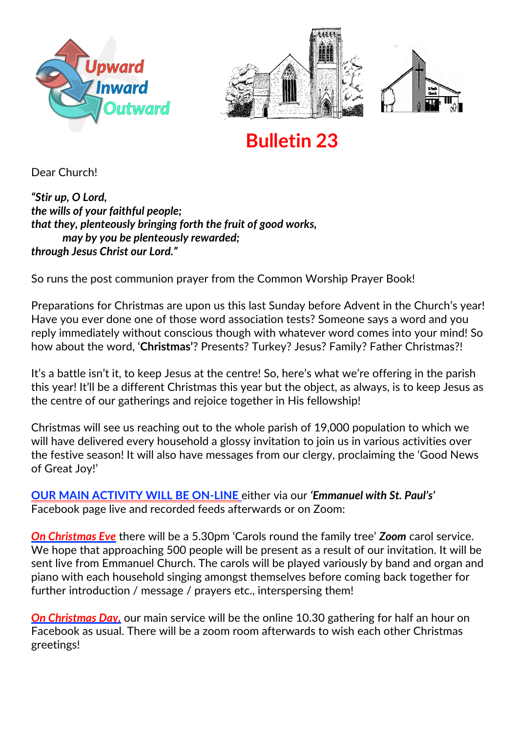Upward
Inward
Outward

# Bulletin 23

Dear Church!

***"Stir up, O Lord,***
***the wills of your faithful people;***
***that they, plenteously bringing forth the fruit of good works,***
***may by you be plenteously rewarded;***
***through Jesus Christ our Lord."***

So runs the post communion prayer from the Common Worship Prayer Book!

Preparations for Christmas are upon us this last Sunday before Advent in the Church's year! Have you ever done one of those word association tests? Someone says a word and you reply immediately without conscious though with whatever word comes into your mind! So how about the word, '**Christmas**'? Presents? Turkey? Jesus? Family? Father Christmas?!

It's a battle isn't it, to keep Jesus at the centre! So, here's what we're offering in the parish this year! It'll be a different Christmas this year but the object, as always, is to keep Jesus as the centre of our gatherings and rejoice together in His fellowship!

Christmas will see us reaching out to the whole parish of 19,000 population to which we will have delivered every household a glossy invitation to join us in various activities over the festive season! It will also have messages from our clergy, proclaiming the 'Good News of Great Joy!'

**OUR MAIN ACTIVITY WILL BE ON-LINE** either via our ***'Emmanuel with St. Paul's'*** Facebook page live and recorded feeds afterwards or on Zoom:

***On Christmas Eve*** there will be a 5.30pm 'Carols round the family tree' ***Zoom*** carol service. We hope that approaching 500 people will be present as a result of our invitation. It will be sent live from Emmanuel Church. The carols will be played variously by band and organ and piano with each household singing amongst themselves before coming back together for further introduction / message / prayers etc., interspersing them!

***On Christmas Day,*** our main service will be the online 10.30 gathering for half an hour on Facebook as usual. There will be a zoom room afterwards to wish each other Christmas greetings!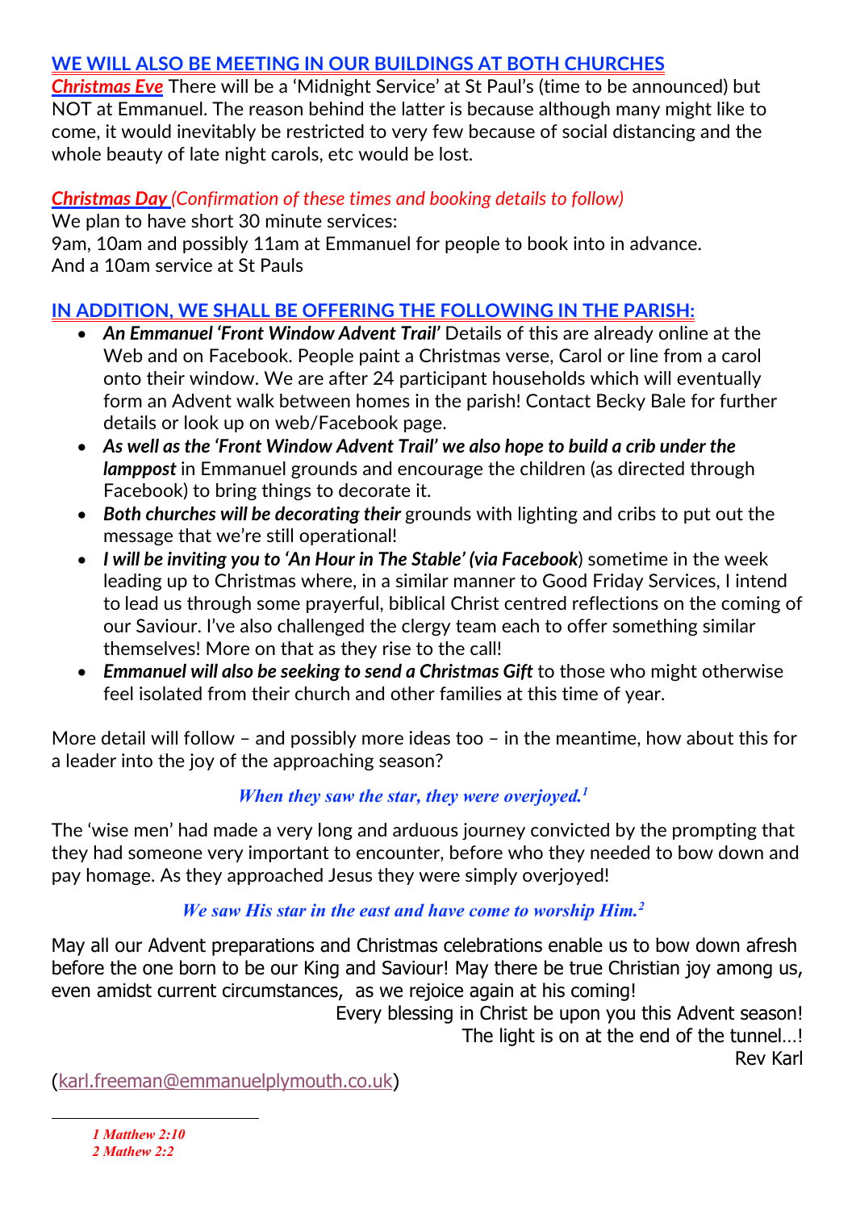**WE WILL ALSO BE MEETING IN OUR BUILDINGS AT BOTH CHURCHES**

***Christmas Eve*** There will be a 'Midnight Service' at St Paul's (time to be announced) but NOT at Emmanuel. The reason behind the latter is because although many might like to come, it would inevitably be restricted to very few because of social distancing and the whole beauty of late night carols, etc would be lost.

***Christmas Day*** *(Confirmation of these times and booking details to follow)*

We plan to have short 30 minute services:

9am, 10am and possibly 11am at Emmanuel for people to book into in advance.

And a 10am service at St Pauls

**IN ADDITION, WE SHALL BE OFFERING THE FOLLOWING IN THE PARISH:**

- ***An Emmanuel 'Front Window Advent Trail'*** Details of this are already online at the Web and on Facebook. People paint a Christmas verse, Carol or line from a carol onto their window. We are after 24 participant households which will eventually form an Advent walk between homes in the parish! Contact Becky Bale for further details or look up on web/Facebook page.
- ***As well as the 'Front Window Advent Trail' we also hope to build a crib under the lamppost*** in Emmanuel grounds and encourage the children (as directed through Facebook) to bring things to decorate it.
- ***Both churches will be decorating their*** grounds with lighting and cribs to put out the message that we're still operational!
- ***I will be inviting you to 'An Hour in The Stable' (via Facebook***) sometime in the week leading up to Christmas where, in a similar manner to Good Friday Services, I intend to lead us through some prayerful, biblical Christ centred reflections on the coming of our Saviour. I've also challenged the clergy team each to offer something similar themselves! More on that as they rise to the call!
- ***Emmanuel will also be seeking to send a Christmas Gift*** to those who might otherwise feel isolated from their church and other families at this time of year.

More detail will follow – and possibly more ideas too – in the meantime, how about this for a leader into the joy of the approaching season?

***When they saw the star, they were overjoyed.[1]***

The 'wise men' had made a very long and arduous journey convicted by the prompting that they had someone very important to encounter, before who they needed to bow down and pay homage. As they approached Jesus they were simply overjoyed!

***We saw His star in the east and have come to worship Him.[2]***

May all our Advent preparations and Christmas celebrations enable us to bow down afresh before the one born to be our King and Saviour! May there be true Christian joy among us, even amidst current circumstances, as we rejoice again at his coming!

Every blessing in Christ be upon you this Advent season!

The light is on at the end of the tunnel…!

Rev Karl

(karl.freeman@emmanuelplymouth.co.uk)

---

*1 Matthew 2:10*

*2 Mathew 2:2*